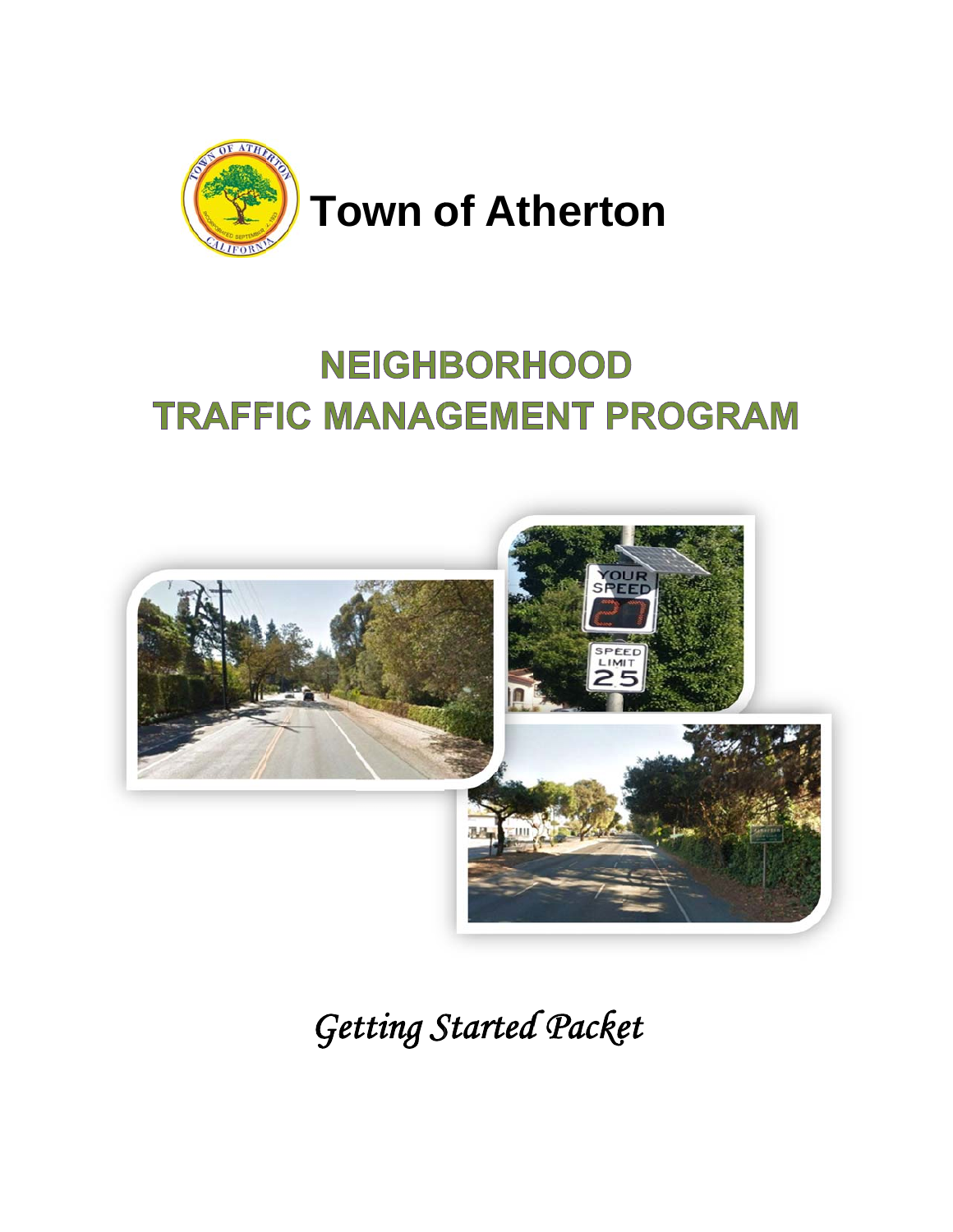# Town of Atherton

## NEIGHBORHOOD TRAFFIC MANAGEMENT PROGRAM

*Getting Started Packet*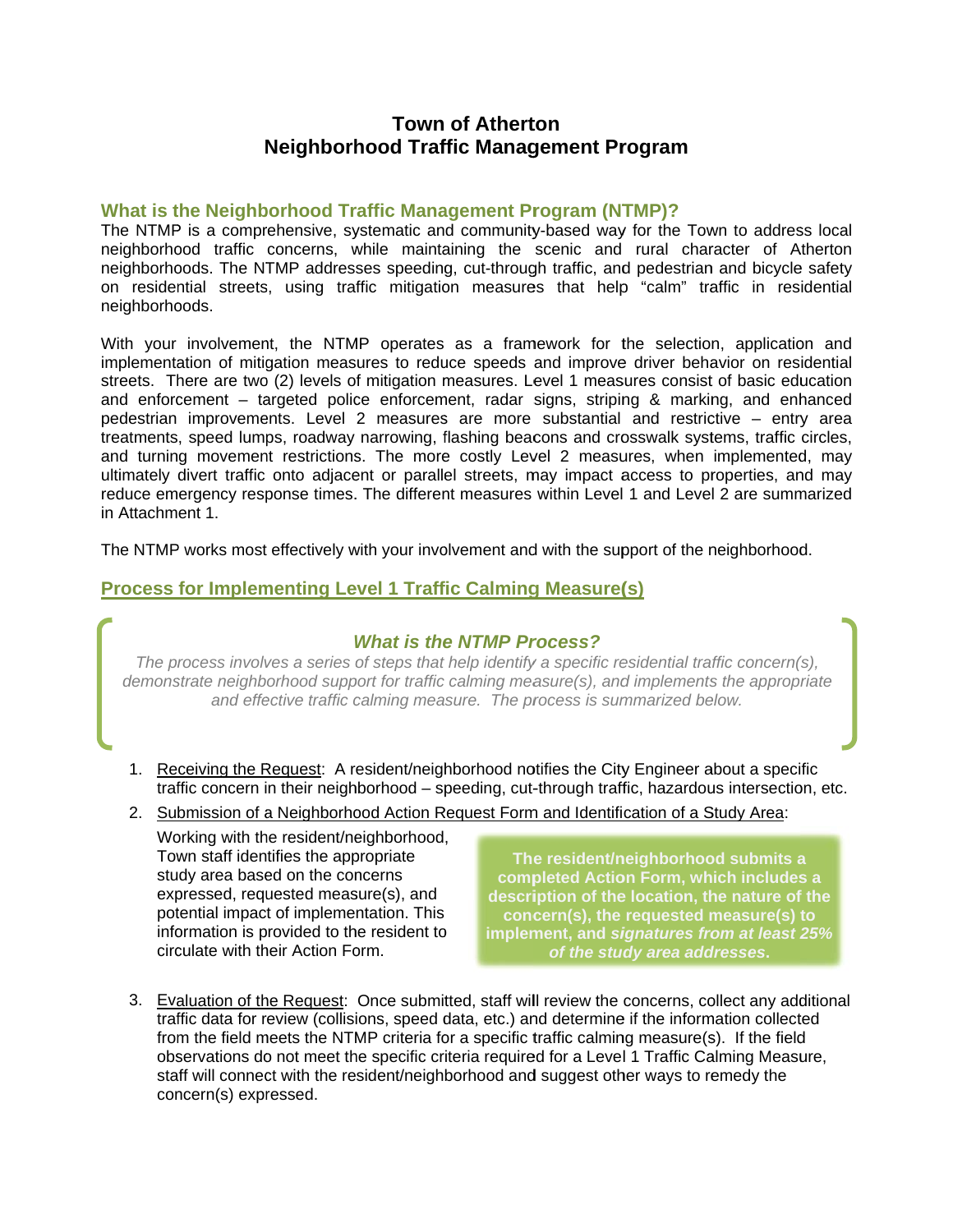# Town of Atherton
# Neighborhood Traffic Management Program

## What is the Neighborhood Traffic Management Program (NTMP)?

The NTMP is a comprehensive, systematic and community-based way for the Town to address local neighborhood traffic concerns, while maintaining the scenic and rural character of Atherton neighborhoods. The NTMP addresses speeding, cut-through traffic, and pedestrian and bicycle safety on residential streets, using traffic mitigation measures that help "calm" traffic in residential neighborhoods.

With your involvement, the NTMP operates as a framework for the selection, application and implementation of mitigation measures to reduce speeds and improve driver behavior on residential streets. There are two (2) levels of mitigation measures. Level 1 measures consist of basic education and enforcement – targeted police enforcement, radar signs, striping & marking, and enhanced pedestrian improvements. Level 2 measures are more substantial and restrictive – entry area treatments, speed lumps, roadway narrowing, flashing beacons and crosswalk systems, traffic circles, and turning movement restrictions. The more costly Level 2 measures, when implemented, may ultimately divert traffic onto adjacent or parallel streets, may impact access to properties, and may reduce emergency response times. The different measures within Level 1 and Level 2 are summarized in Attachment 1.

The NTMP works most effectively with your involvement and with the support of the neighborhood.

## Process for Implementing Level 1 Traffic Calming Measure(s)

### *What is the NTMP Process?*

*The process involves a series of steps that help identify a specific residential traffic concern(s), demonstrate neighborhood support for traffic calming measure(s), and implements the appropriate and effective traffic calming measure. The process is summarized below.*

1. Receiving the Request: A resident/neighborhood notifies the City Engineer about a specific traffic concern in their neighborhood – speeding, cut-through traffic, hazardous intersection, etc.
2. Submission of a Neighborhood Action Request Form and Identification of a Study Area:

   Working with the resident/neighborhood, Town staff identifies the appropriate study area based on the concerns expressed, requested measure(s), and potential impact of implementation. This information is provided to the resident to circulate with their Action Form.

   **The resident/neighborhood submits a completed Action Form, which includes a description of the location, the nature of the concern(s), the requested measure(s) to implement, and *signatures from at least 25% of the study area addresses*.**

3. Evaluation of the Request: Once submitted, staff will review the concerns, collect any additional traffic data for review (collisions, speed data, etc.) and determine if the information collected from the field meets the NTMP criteria for a specific traffic calming measure(s). If the field observations do not meet the specific criteria required for a Level 1 Traffic Calming Measure, staff will connect with the resident/neighborhood and suggest other ways to remedy the concern(s) expressed.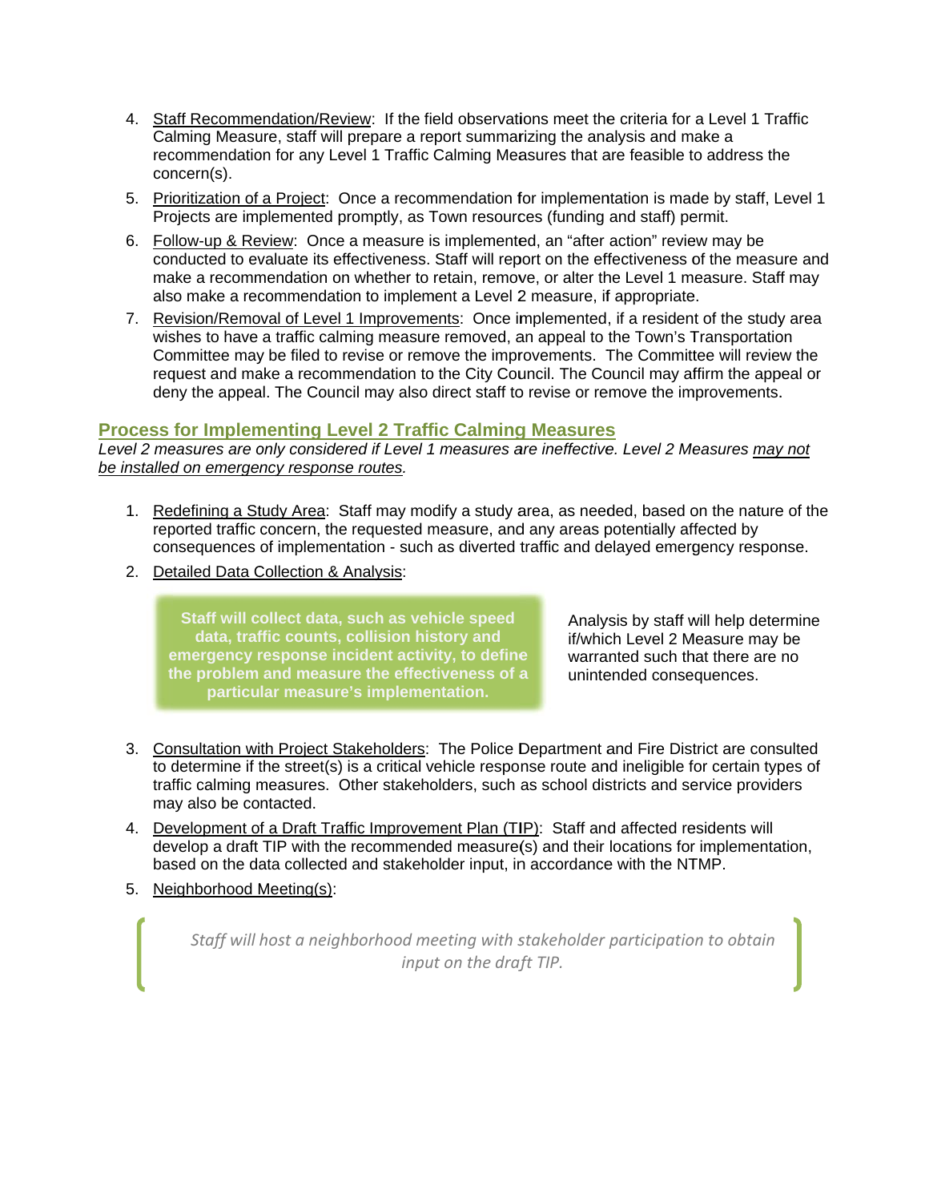4. <u>Staff Recommendation/Review</u>: If the field observations meet the criteria for a Level 1 Traffic Calming Measure, staff will prepare a report summarizing the analysis and make a recommendation for any Level 1 Traffic Calming Measures that are feasible to address the concern(s).
5. <u>Prioritization of a Project</u>: Once a recommendation for implementation is made by staff, Level 1 Projects are implemented promptly, as Town resources (funding and staff) permit.
6. <u>Follow-up & Review</u>: Once a measure is implemented, an "after action" review may be conducted to evaluate its effectiveness. Staff will report on the effectiveness of the measure and make a recommendation on whether to retain, remove, or alter the Level 1 measure. Staff may also make a recommendation to implement a Level 2 measure, if appropriate.
7. <u>Revision/Removal of Level 1 Improvements</u>: Once implemented, if a resident of the study area wishes to have a traffic calming measure removed, an appeal to the Town's Transportation Committee may be filed to revise or remove the improvements. The Committee will review the request and make a recommendation to the City Council. The Council may affirm the appeal or deny the appeal. The Council may also direct staff to revise or remove the improvements.

## Process for Implementing Level 2 Traffic Calming Measures

*Level 2 measures are only considered if Level 1 measures are ineffective. Level 2 Measures <u>may not be installed on emergency response routes</u>.*

1. <u>Redefining a Study Area</u>: Staff may modify a study area, as needed, based on the nature of the reported traffic concern, the requested measure, and any areas potentially affected by consequences of implementation - such as diverted traffic and delayed emergency response.
2. <u>Detailed Data Collection & Analysis</u>:

**Staff will collect data, such as vehicle speed data, traffic counts, collision history and emergency response incident activity, to define the problem and measure the effectiveness of a particular measure's implementation.**

Analysis by staff will help determine if/which Level 2 Measure may be warranted such that there are no unintended consequences.

3. <u>Consultation with Project Stakeholders</u>: The Police Department and Fire District are consulted to determine if the street(s) is a critical vehicle response route and ineligible for certain types of traffic calming measures. Other stakeholders, such as school districts and service providers may also be contacted.
4. <u>Development of a Draft Traffic Improvement Plan (TIP)</u>: Staff and affected residents will develop a draft TIP with the recommended measure(s) and their locations for implementation, based on the data collected and stakeholder input, in accordance with the NTMP.
5. <u>Neighborhood Meeting(s)</u>:

> *Staff will host a neighborhood meeting with stakeholder participation to obtain input on the draft TIP.*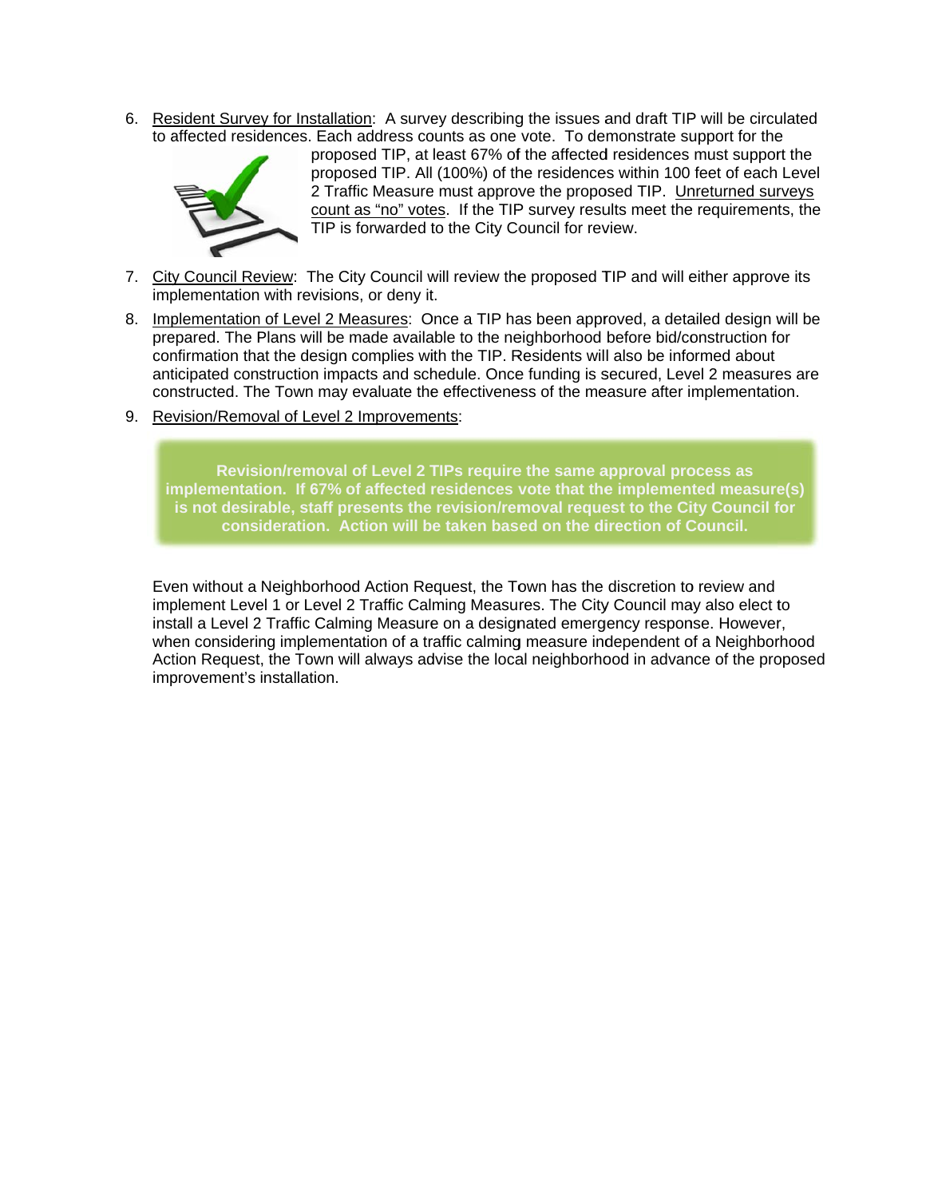6. Resident Survey for Installation: A survey describing the issues and draft TIP will be circulated to affected residences. Each address counts as one vote. To demonstrate support for the proposed TIP, at least 67% of the affected residences must support the proposed TIP. All (100%) of the residences within 100 feet of each Level 2 Traffic Measure must approve the proposed TIP. Unreturned surveys count as "no" votes. If the TIP survey results meet the requirements, the TIP is forwarded to the City Council for review.

7. City Council Review: The City Council will review the proposed TIP and will either approve its implementation with revisions, or deny it.

8. Implementation of Level 2 Measures: Once a TIP has been approved, a detailed design will be prepared. The Plans will be made available to the neighborhood before bid/construction for confirmation that the design complies with the TIP. Residents will also be informed about anticipated construction impacts and schedule. Once funding is secured, Level 2 measures are constructed. The Town may evaluate the effectiveness of the measure after implementation.

9. Revision/Removal of Level 2 Improvements:

**Revision/removal of Level 2 TIPs require the same approval process as implementation. If 67% of affected residences vote that the implemented measure(s) is not desirable, staff presents the revision/removal request to the City Council for consideration. Action will be taken based on the direction of Council.**

Even without a Neighborhood Action Request, the Town has the discretion to review and implement Level 1 or Level 2 Traffic Calming Measures. The City Council may also elect to install a Level 2 Traffic Calming Measure on a designated emergency response. However, when considering implementation of a traffic calming measure independent of a Neighborhood Action Request, the Town will always advise the local neighborhood in advance of the proposed improvement's installation.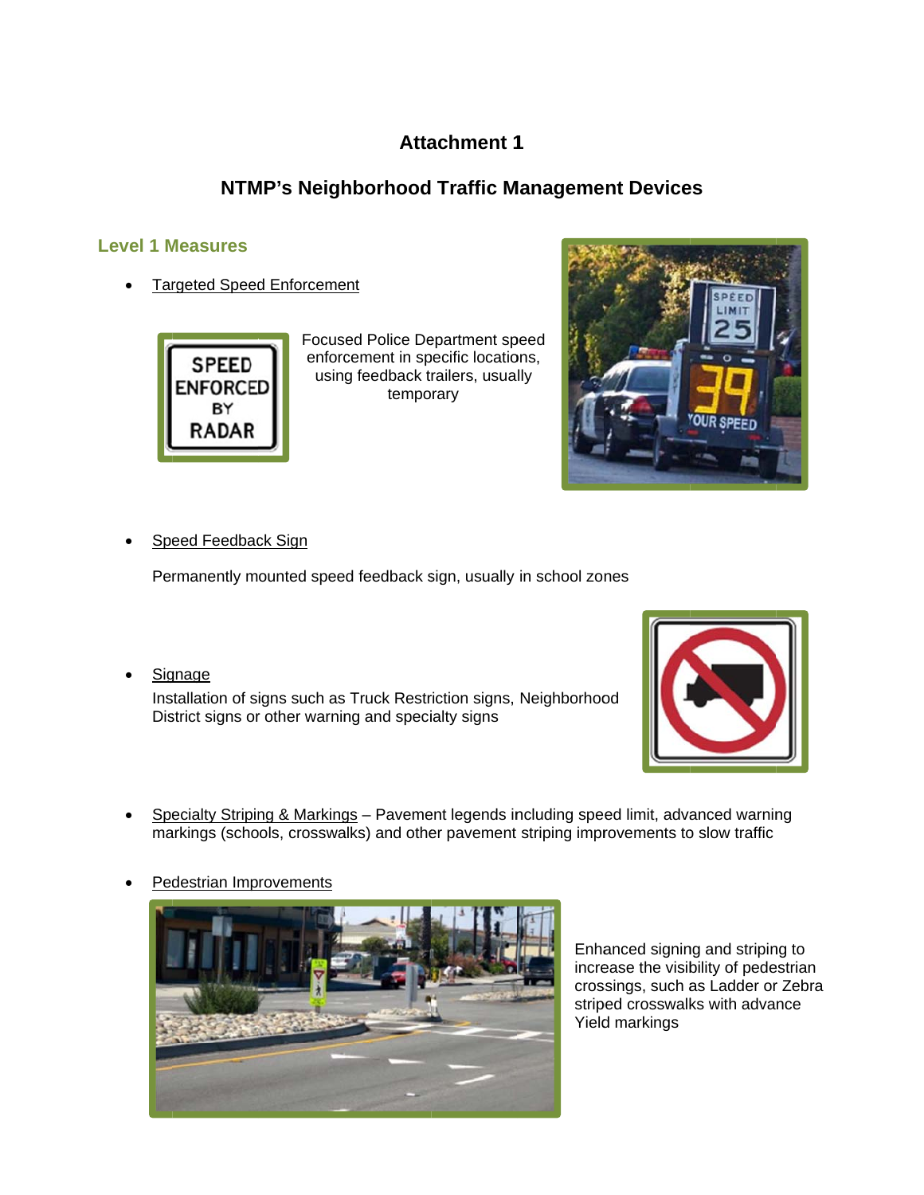# Attachment 1

## NTMP's Neighborhood Traffic Management Devices

### Level 1 Measures

- Targeted Speed Enforcement

  Focused Police Department speed enforcement in specific locations, using feedback trailers, usually temporary

- Speed Feedback Sign

  Permanently mounted speed feedback sign, usually in school zones

- Signage

  Installation of signs such as Truck Restriction signs, Neighborhood District signs or other warning and specialty signs

- Specialty Striping & Markings – Pavement legends including speed limit, advanced warning markings (schools, crosswalks) and other pavement striping improvements to slow traffic

- Pedestrian Improvements

  Enhanced signing and striping to increase the visibility of pedestrian crossings, such as Ladder or Zebra striped crosswalks with advance Yield markings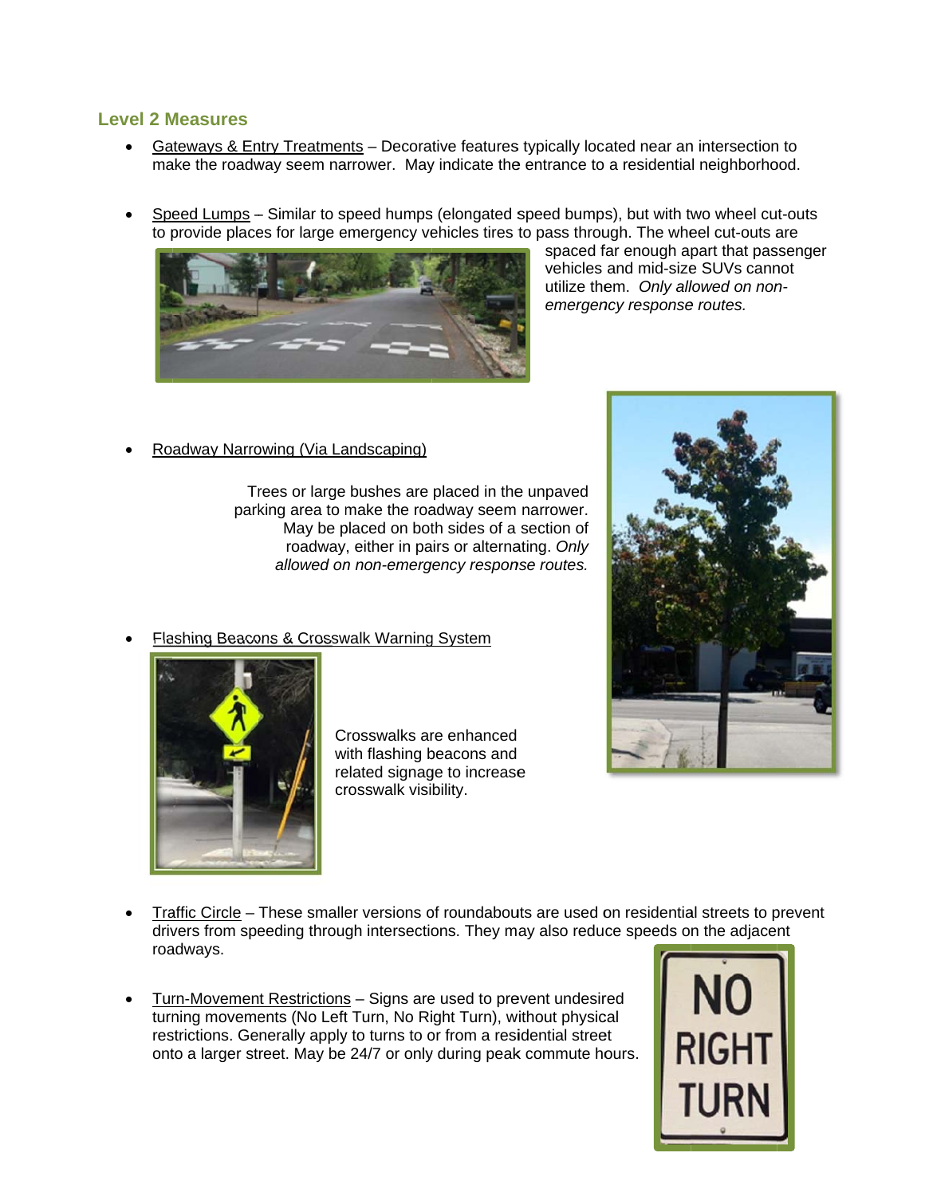## Level 2 Measures

- Gateways & Entry Treatments – Decorative features typically located near an intersection to make the roadway seem narrower. May indicate the entrance to a residential neighborhood.

- Speed Lumps – Similar to speed humps (elongated speed bumps), but with two wheel cut-outs to provide places for large emergency vehicles tires to pass through. The wheel cut-outs are spaced far enough apart that passenger vehicles and mid-size SUVs cannot utilize them. *Only allowed on non-emergency response routes.*

- Roadway Narrowing (Via Landscaping)

  Trees or large bushes are placed in the unpaved parking area to make the roadway seem narrower. May be placed on both sides of a section of roadway, either in pairs or alternating. *Only allowed on non-emergency response routes.*

- Flashing Beacons & Crosswalk Warning System

  Crosswalks are enhanced with flashing beacons and related signage to increase crosswalk visibility.

- Traffic Circle – These smaller versions of roundabouts are used on residential streets to prevent drivers from speeding through intersections. They may also reduce speeds on the adjacent roadways.

- Turn-Movement Restrictions – Signs are used to prevent undesired turning movements (No Left Turn, No Right Turn), without physical restrictions. Generally apply to turns to or from a residential street onto a larger street. May be 24/7 or only during peak commute hours.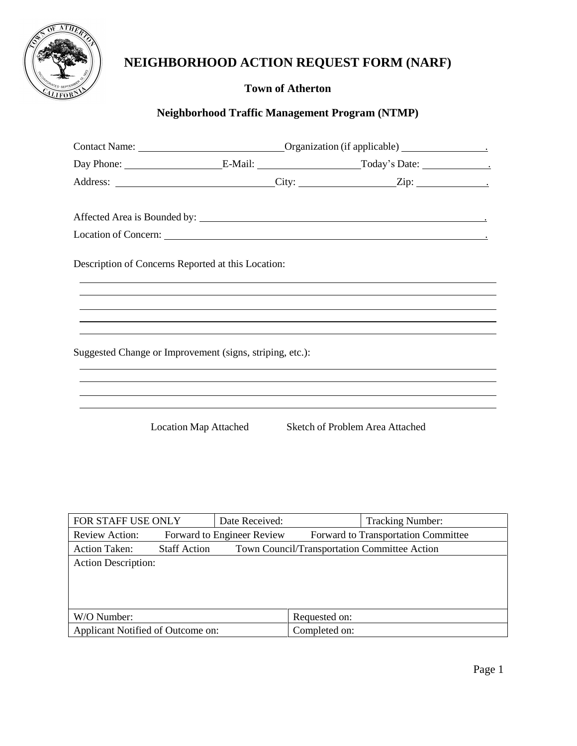# NEIGHBORHOOD ACTION REQUEST FORM (NARF)

**Town of Atherton**

**Neighborhood Traffic Management Program (NTMP)**

Contact Name: \_\_\_\_\_\_\_\_\_\_\_\_\_\_\_\_\_\_\_\_ Organization (if applicable) \_\_\_\_\_\_\_\_\_\_\_\_\_\_\_\_.

Day Phone: \_\_\_\_\_\_\_\_\_\_\_\_\_\_\_\_ E-Mail: \_\_\_\_\_\_\_\_\_\_\_\_\_\_\_\_ Today's Date: \_\_\_\_\_\_\_\_\_\_\_\_.

Address: \_\_\_\_\_\_\_\_\_\_\_\_\_\_\_\_\_\_\_\_ City: \_\_\_\_\_\_\_\_\_\_\_\_\_\_\_\_ Zip: \_\_\_\_\_\_\_\_\_\_\_\_.

Affected Area is Bounded by: \_\_\_\_\_\_\_\_\_\_\_\_\_\_\_\_\_\_\_\_\_\_\_\_\_\_\_\_\_\_\_\_\_\_\_\_\_\_\_\_.

Location of Concern: \_\_\_\_\_\_\_\_\_\_\_\_\_\_\_\_\_\_\_\_\_\_\_\_\_\_\_\_\_\_\_\_\_\_\_\_\_\_\_\_\_\_\_\_.

Description of Concerns Reported at this Location:

\_\_\_\_\_\_\_\_\_\_\_\_\_\_\_\_\_\_\_\_\_\_\_\_\_\_\_\_\_\_\_\_\_\_\_\_\_\_\_\_\_\_\_\_\_\_\_\_\_\_\_\_\_\_\_\_\_\_\_\_

\_\_\_\_\_\_\_\_\_\_\_\_\_\_\_\_\_\_\_\_\_\_\_\_\_\_\_\_\_\_\_\_\_\_\_\_\_\_\_\_\_\_\_\_\_\_\_\_\_\_\_\_\_\_\_\_\_\_\_\_

\_\_\_\_\_\_\_\_\_\_\_\_\_\_\_\_\_\_\_\_\_\_\_\_\_\_\_\_\_\_\_\_\_\_\_\_\_\_\_\_\_\_\_\_\_\_\_\_\_\_\_\_\_\_\_\_\_\_\_\_

\_\_\_\_\_\_\_\_\_\_\_\_\_\_\_\_\_\_\_\_\_\_\_\_\_\_\_\_\_\_\_\_\_\_\_\_\_\_\_\_\_\_\_\_\_\_\_\_\_\_\_\_\_\_\_\_\_\_\_\_

\_\_\_\_\_\_\_\_\_\_\_\_\_\_\_\_\_\_\_\_\_\_\_\_\_\_\_\_\_\_\_\_\_\_\_\_\_\_\_\_\_\_\_\_\_\_\_\_\_\_\_\_\_\_\_\_\_\_\_\_

Suggested Change or Improvement (signs, striping, etc.):

\_\_\_\_\_\_\_\_\_\_\_\_\_\_\_\_\_\_\_\_\_\_\_\_\_\_\_\_\_\_\_\_\_\_\_\_\_\_\_\_\_\_\_\_\_\_\_\_\_\_\_\_\_\_\_\_\_\_\_\_

\_\_\_\_\_\_\_\_\_\_\_\_\_\_\_\_\_\_\_\_\_\_\_\_\_\_\_\_\_\_\_\_\_\_\_\_\_\_\_\_\_\_\_\_\_\_\_\_\_\_\_\_\_\_\_\_\_\_\_\_

\_\_\_\_\_\_\_\_\_\_\_\_\_\_\_\_\_\_\_\_\_\_\_\_\_\_\_\_\_\_\_\_\_\_\_\_\_\_\_\_\_\_\_\_\_\_\_\_\_\_\_\_\_\_\_\_\_\_\_\_

\_\_\_\_\_\_\_\_\_\_\_\_\_\_\_\_\_\_\_\_\_\_\_\_\_\_\_\_\_\_\_\_\_\_\_\_\_\_\_\_\_\_\_\_\_\_\_\_\_\_\_\_\_\_\_\_\_\_\_\_

Location Map Attached Sketch of Problem Area Attached

| FOR STAFF USE ONLY | Date Received: | Tracking Number: |
|---|---|---|
| Review Action: Forward to Engineer Review Forward to Transportation Committee | | |
| Action Taken: Staff Action Town Council/Transportation Committee Action | | |
| Action Description: | | |
| W/O Number: | Requested on: | |
| Applicant Notified of Outcome on: | Completed on: | |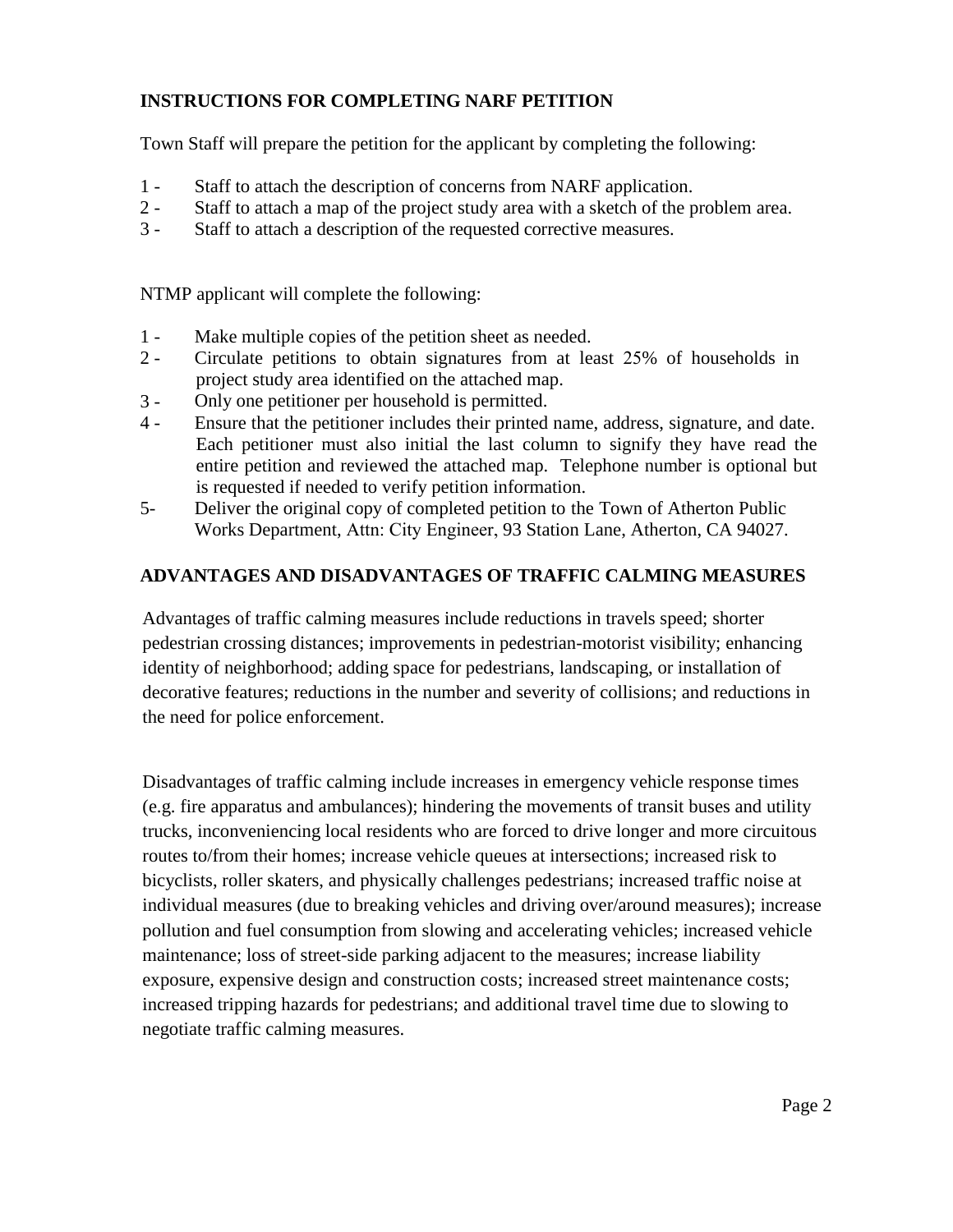## INSTRUCTIONS FOR COMPLETING NARF PETITION

Town Staff will prepare the petition for the applicant by completing the following:

1 - Staff to attach the description of concerns from NARF application.
2 - Staff to attach a map of the project study area with a sketch of the problem area.
3 - Staff to attach a description of the requested corrective measures.

NTMP applicant will complete the following:

1 - Make multiple copies of the petition sheet as needed.
2 - Circulate petitions to obtain signatures from at least 25% of households in project study area identified on the attached map.
3 - Only one petitioner per household is permitted.
4 - Ensure that the petitioner includes their printed name, address, signature, and date. Each petitioner must also initial the last column to signify they have read the entire petition and reviewed the attached map. Telephone number is optional but is requested if needed to verify petition information.
5- Deliver the original copy of completed petition to the Town of Atherton Public Works Department, Attn: City Engineer, 93 Station Lane, Atherton, CA 94027.

## ADVANTAGES AND DISADVANTAGES OF TRAFFIC CALMING MEASURES

Advantages of traffic calming measures include reductions in travels speed; shorter pedestrian crossing distances; improvements in pedestrian-motorist visibility; enhancing identity of neighborhood; adding space for pedestrians, landscaping, or installation of decorative features; reductions in the number and severity of collisions; and reductions in the need for police enforcement.

Disadvantages of traffic calming include increases in emergency vehicle response times (e.g. fire apparatus and ambulances); hindering the movements of transit buses and utility trucks, inconveniencing local residents who are forced to drive longer and more circuitous routes to/from their homes; increase vehicle queues at intersections; increased risk to bicyclists, roller skaters, and physically challenges pedestrians; increased traffic noise at individual measures (due to breaking vehicles and driving over/around measures); increase pollution and fuel consumption from slowing and accelerating vehicles; increased vehicle maintenance; loss of street-side parking adjacent to the measures; increase liability exposure, expensive design and construction costs; increased street maintenance costs; increased tripping hazards for pedestrians; and additional travel time due to slowing to negotiate traffic calming measures.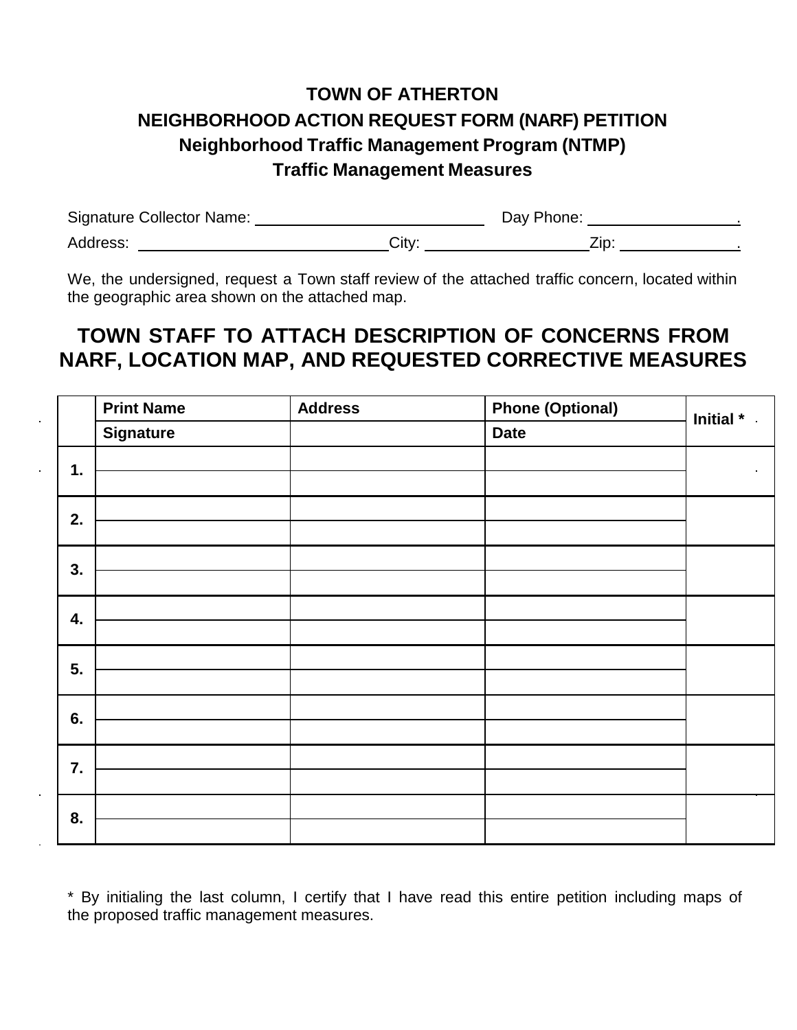**TOWN OF ATHERTON**

**NEIGHBORHOOD ACTION REQUEST FORM (NARF) PETITION**

**Neighborhood Traffic Management Program (NTMP)**

**Traffic Management Measures**

Signature Collector Name: ____________________ Day Phone: ______________.

Address: ______________________City: ______________Zip: __________.

We, the undersigned, request a Town staff review of the attached traffic concern, located within the geographic area shown on the attached map.

## TOWN STAFF TO ATTACH DESCRIPTION OF CONCERNS FROM NARF, LOCATION MAP, AND REQUESTED CORRECTIVE MEASURES

| | Print Name / Signature | Address | Phone (Optional) / Date | Initial * |
|---|---|---|---|---|
| 1. | | | | |
| 2. | | | | |
| 3. | | | | |
| 4. | | | | |
| 5. | | | | |
| 6. | | | | |
| 7. | | | | |
| 8. | | | | |

* By initialing the last column, I certify that I have read this entire petition including maps of the proposed traffic management measures.